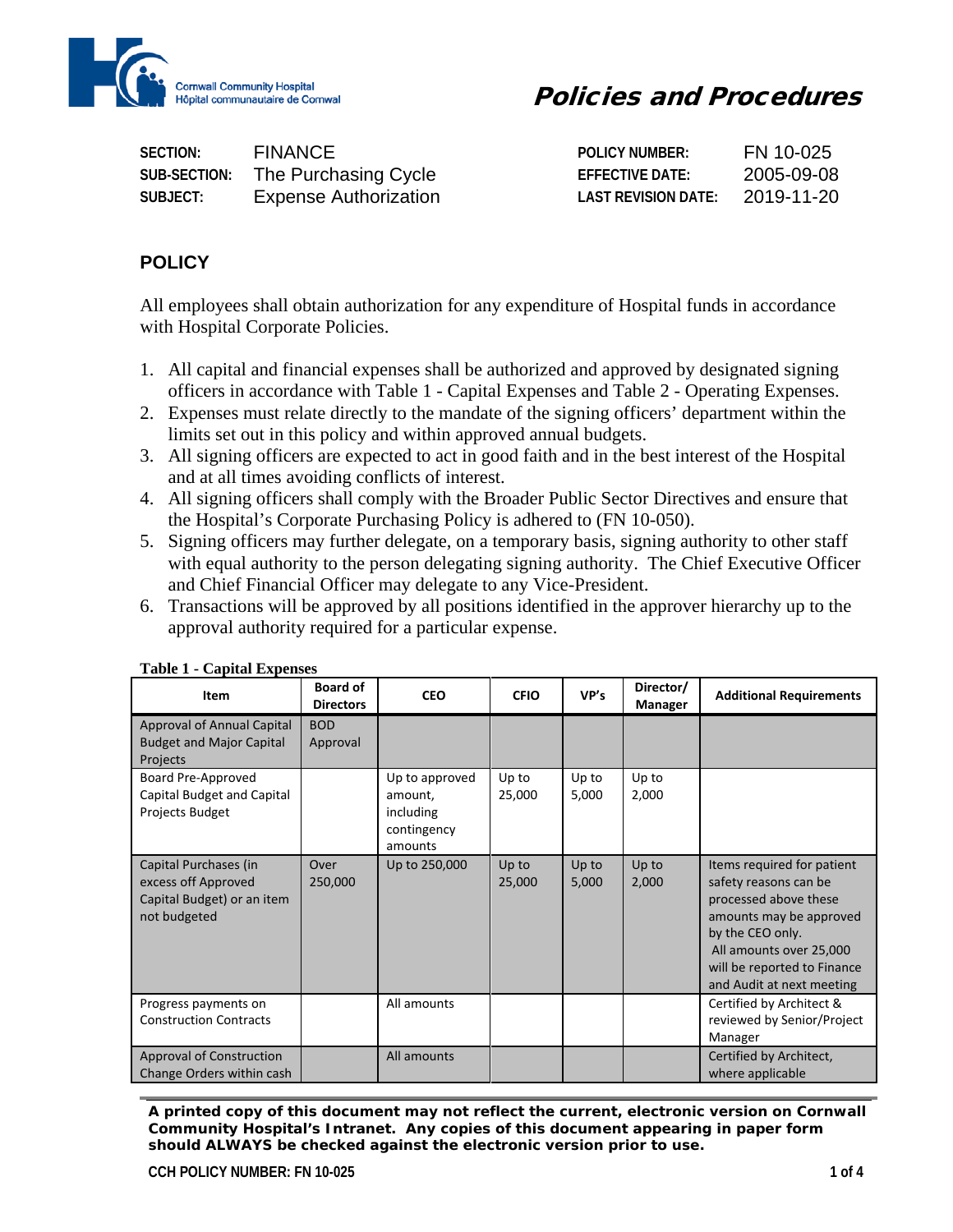Cornwall Community Hospital
Hôpital communautaire de Cornwal

# *Policies and Procedures*

| | | | |
|---|---|---|---|
| **SECTION:** | FINANCE | **POLICY NUMBER:** | FN 10-025 |
| **SUB-SECTION:** | The Purchasing Cycle | **EFFECTIVE DATE:** | 2005-09-08 |
| **SUBJECT:** | Expense Authorization | **LAST REVISION DATE:** | 2019-11-20 |

## POLICY

All employees shall obtain authorization for any expenditure of Hospital funds in accordance with Hospital Corporate Policies.

1. All capital and financial expenses shall be authorized and approved by designated signing officers in accordance with Table 1 - Capital Expenses and Table 2 - Operating Expenses.
2. Expenses must relate directly to the mandate of the signing officers' department within the limits set out in this policy and within approved annual budgets.
3. All signing officers are expected to act in good faith and in the best interest of the Hospital and at all times avoiding conflicts of interest.
4. All signing officers shall comply with the Broader Public Sector Directives and ensure that the Hospital's Corporate Purchasing Policy is adhered to (FN 10-050).
5. Signing officers may further delegate, on a temporary basis, signing authority to other staff with equal authority to the person delegating signing authority. The Chief Executive Officer and Chief Financial Officer may delegate to any Vice-President.
6. Transactions will be approved by all positions identified in the approver hierarchy up to the approval authority required for a particular expense.

**Table 1 - Capital Expenses**

| Item | Board of Directors | CEO | CFIO | VP's | Director/ Manager | Additional Requirements |
|---|---|---|---|---|---|---|
| Approval of Annual Capital Budget and Major Capital Projects | BOD Approval | | | | | |
| Board Pre-Approved Capital Budget and Capital Projects Budget | | Up to approved amount, including contingency amounts | Up to 25,000 | Up to 5,000 | Up to 2,000 | |
| Capital Purchases (in excess off Approved Capital Budget) or an item not budgeted | Over 250,000 | Up to 250,000 | Up to 25,000 | Up to 5,000 | Up to 2,000 | Items required for patient safety reasons can be processed above these amounts may be approved by the CEO only. All amounts over 25,000 will be reported to Finance and Audit at next meeting |
| Progress payments on Construction Contracts | | All amounts | | | | Certified by Architect & reviewed by Senior/Project Manager |
| Approval of Construction Change Orders within cash | | All amounts | | | | Certified by Architect, where applicable |

**A printed copy of this document may not reflect the current, electronic version on Cornwall Community Hospital's Intranet. Any copies of this document appearing in paper form should ALWAYS be checked against the electronic version prior to use.**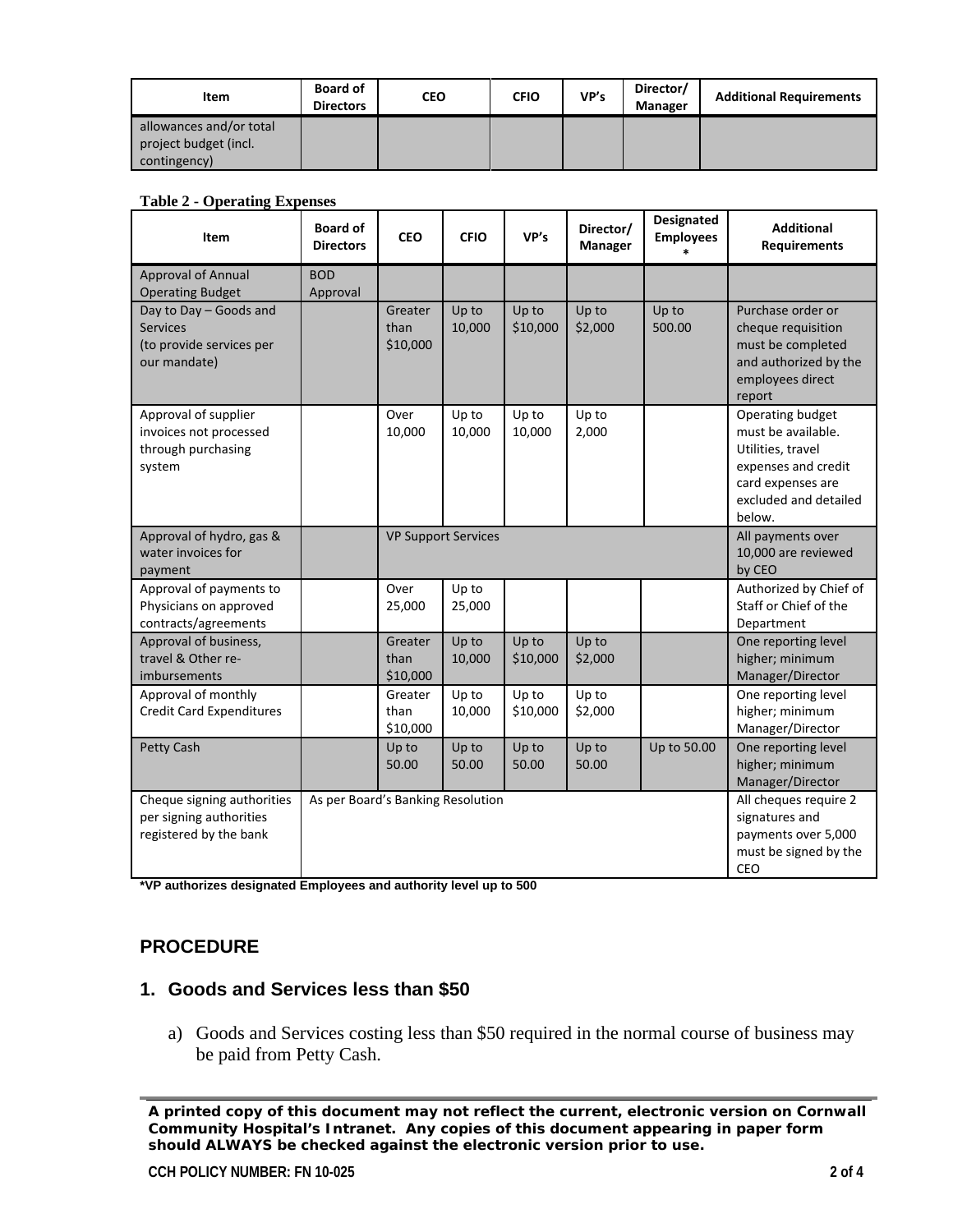| Item | Board of Directors | CEO | CFIO | VP's | Director/ Manager | Additional Requirements |
|---|---|---|---|---|---|---|
| allowances and/or total project budget (incl. contingency) | | | | | | |

**Table 2 - Operating Expenses**

| Item | Board of Directors | CEO | CFIO | VP's | Director/ Manager | Designated Employees * | Additional Requirements |
|---|---|---|---|---|---|---|---|
| Approval of Annual Operating Budget | BOD Approval | | | | | | |
| Day to Day – Goods and Services (to provide services per our mandate) | | Greater than $10,000 | Up to 10,000 | Up to $10,000 | Up to $2,000 | Up to 500.00 | Purchase order or cheque requisition must be completed and authorized by the employees direct report |
| Approval of supplier invoices not processed through purchasing system | | Over 10,000 | Up to 10,000 | Up to 10,000 | Up to 2,000 | | Operating budget must be available. Utilities, travel expenses and credit card expenses are excluded and detailed below. |
| Approval of hydro, gas & water invoices for payment | | VP Support Services | | | | | All payments over 10,000 are reviewed by CEO |
| Approval of payments to Physicians on approved contracts/agreements | | Over 25,000 | Up to 25,000 | | | | Authorized by Chief of Staff or Chief of the Department |
| Approval of business, travel & Other re-imbursements | | Greater than $10,000 | Up to 10,000 | Up to $10,000 | Up to $2,000 | | One reporting level higher; minimum Manager/Director |
| Approval of monthly Credit Card Expenditures | | Greater than $10,000 | Up to 10,000 | Up to $10,000 | Up to $2,000 | | One reporting level higher; minimum Manager/Director |
| Petty Cash | | Up to 50.00 | Up to 50.00 | Up to 50.00 | Up to 50.00 | Up to 50.00 | One reporting level higher; minimum Manager/Director |
| Cheque signing authorities per signing authorities registered by the bank | As per Board's Banking Resolution | | | | | | All cheques require 2 signatures and payments over 5,000 must be signed by the CEO |

**\*VP authorizes designated Employees and authority level up to 500**

## PROCEDURE

### 1. Goods and Services less than $50

a) Goods and Services costing less than $50 required in the normal course of business may be paid from Petty Cash.

**A printed copy of this document may not reflect the current, electronic version on Cornwall Community Hospital's Intranet. Any copies of this document appearing in paper form should ALWAYS be checked against the electronic version prior to use.**

**CCH POLICY NUMBER: FN 10-025**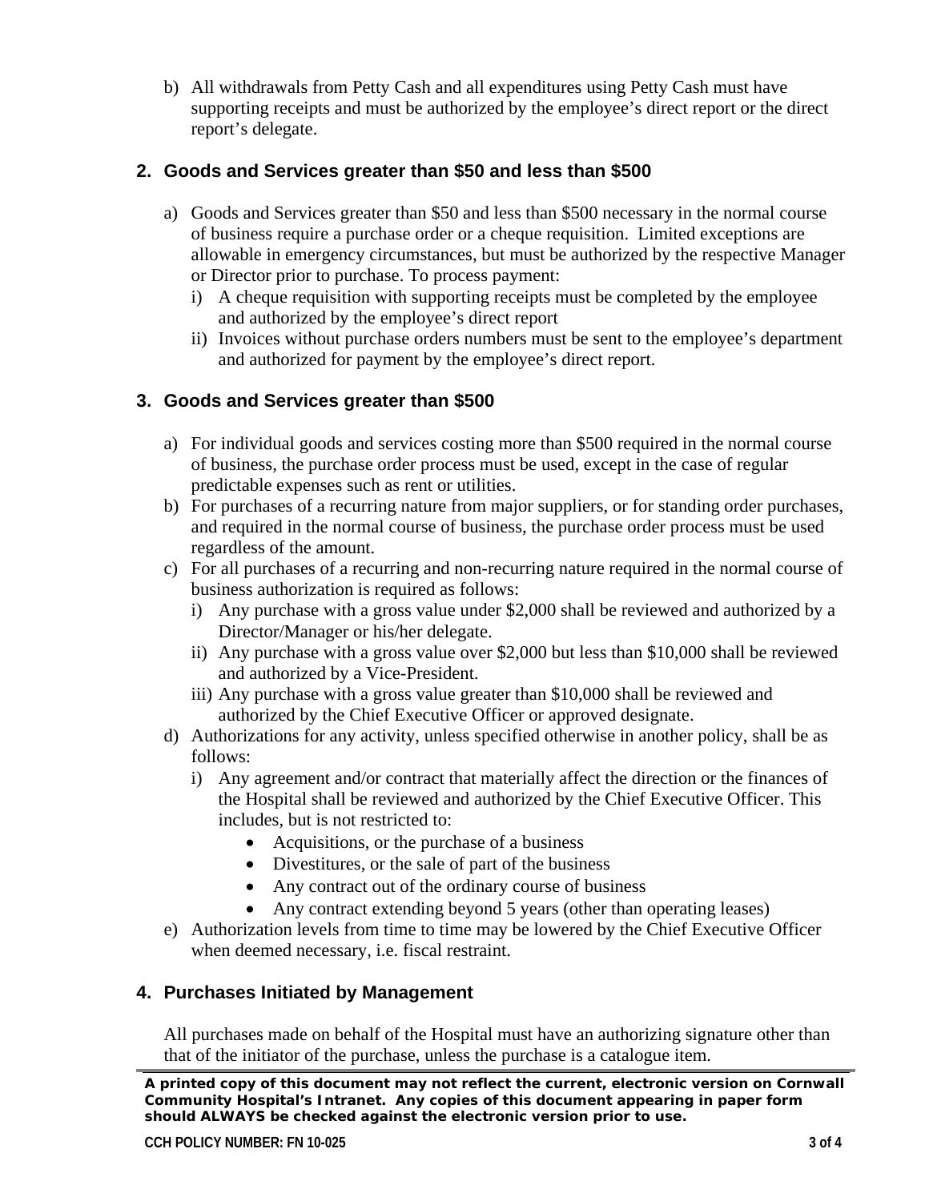b) All withdrawals from Petty Cash and all expenditures using Petty Cash must have supporting receipts and must be authorized by the employee's direct report or the direct report's delegate.

## 2. Goods and Services greater than $50 and less than $500

a) Goods and Services greater than $50 and less than $500 necessary in the normal course of business require a purchase order or a cheque requisition. Limited exceptions are allowable in emergency circumstances, but must be authorized by the respective Manager or Director prior to purchase. To process payment:
   i) A cheque requisition with supporting receipts must be completed by the employee and authorized by the employee's direct report
   ii) Invoices without purchase orders numbers must be sent to the employee's department and authorized for payment by the employee's direct report.

## 3. Goods and Services greater than $500

a) For individual goods and services costing more than $500 required in the normal course of business, the purchase order process must be used, except in the case of regular predictable expenses such as rent or utilities.

b) For purchases of a recurring nature from major suppliers, or for standing order purchases, and required in the normal course of business, the purchase order process must be used regardless of the amount.

c) For all purchases of a recurring and non-recurring nature required in the normal course of business authorization is required as follows:
   i) Any purchase with a gross value under $2,000 shall be reviewed and authorized by a Director/Manager or his/her delegate.
   ii) Any purchase with a gross value over $2,000 but less than $10,000 shall be reviewed and authorized by a Vice-President.
   iii) Any purchase with a gross value greater than $10,000 shall be reviewed and authorized by the Chief Executive Officer or approved designate.

d) Authorizations for any activity, unless specified otherwise in another policy, shall be as follows:
   i) Any agreement and/or contract that materially affect the direction or the finances of the Hospital shall be reviewed and authorized by the Chief Executive Officer. This includes, but is not restricted to:
      - Acquisitions, or the purchase of a business
      - Divestitures, or the sale of part of the business
      - Any contract out of the ordinary course of business
      - Any contract extending beyond 5 years (other than operating leases)

e) Authorization levels from time to time may be lowered by the Chief Executive Officer when deemed necessary, i.e. fiscal restraint.

## 4. Purchases Initiated by Management

All purchases made on behalf of the Hospital must have an authorizing signature other than that of the initiator of the purchase, unless the purchase is a catalogue item.

**A printed copy of this document may not reflect the current, electronic version on Cornwall Community Hospital's Intranet. Any copies of this document appearing in paper form should ALWAYS be checked against the electronic version prior to use.**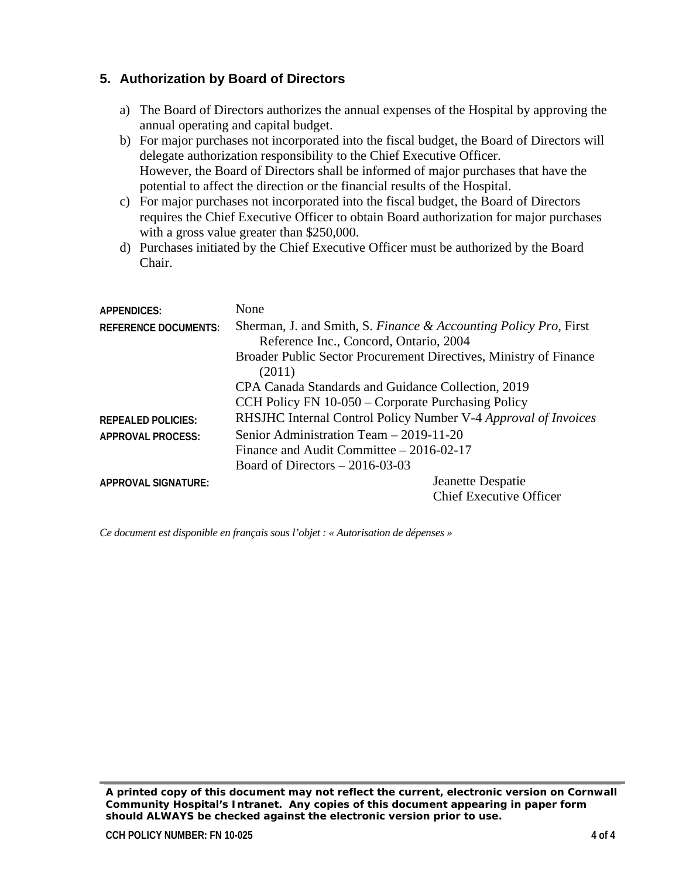## 5. Authorization by Board of Directors

a) The Board of Directors authorizes the annual expenses of the Hospital by approving the annual operating and capital budget.

b) For major purchases not incorporated into the fiscal budget, the Board of Directors will delegate authorization responsibility to the Chief Executive Officer.
However, the Board of Directors shall be informed of major purchases that have the potential to affect the direction or the financial results of the Hospital.

c) For major purchases not incorporated into the fiscal budget, the Board of Directors requires the Chief Executive Officer to obtain Board authorization for major purchases with a gross value greater than $250,000.

d) Purchases initiated by the Chief Executive Officer must be authorized by the Board Chair.

| | |
|---|---|
| **APPENDICES:** | None |
| **REFERENCE DOCUMENTS:** | Sherman, J. and Smith, S. *Finance & Accounting Policy Pro,* First Reference Inc., Concord, Ontario, 2004<br>Broader Public Sector Procurement Directives, Ministry of Finance (2011)<br>CPA Canada Standards and Guidance Collection, 2019<br>CCH Policy FN 10-050 – Corporate Purchasing Policy |
| **REPEALED POLICIES:** | RHSJHC Internal Control Policy Number V-4 *Approval of Invoices* |
| **APPROVAL PROCESS:** | Senior Administration Team – 2019-11-20<br>Finance and Audit Committee – 2016-02-17<br>Board of Directors – 2016-03-03 |
| **APPROVAL SIGNATURE:** | Jeanette Despatie<br>Chief Executive Officer |

*Ce document est disponible en français sous l'objet : « Autorisation de dépenses »*

**A printed copy of this document may not reflect the current, electronic version on Cornwall Community Hospital's Intranet. Any copies of this document appearing in paper form should ALWAYS be checked against the electronic version prior to use.**

**CCH POLICY NUMBER: FN 10-025**